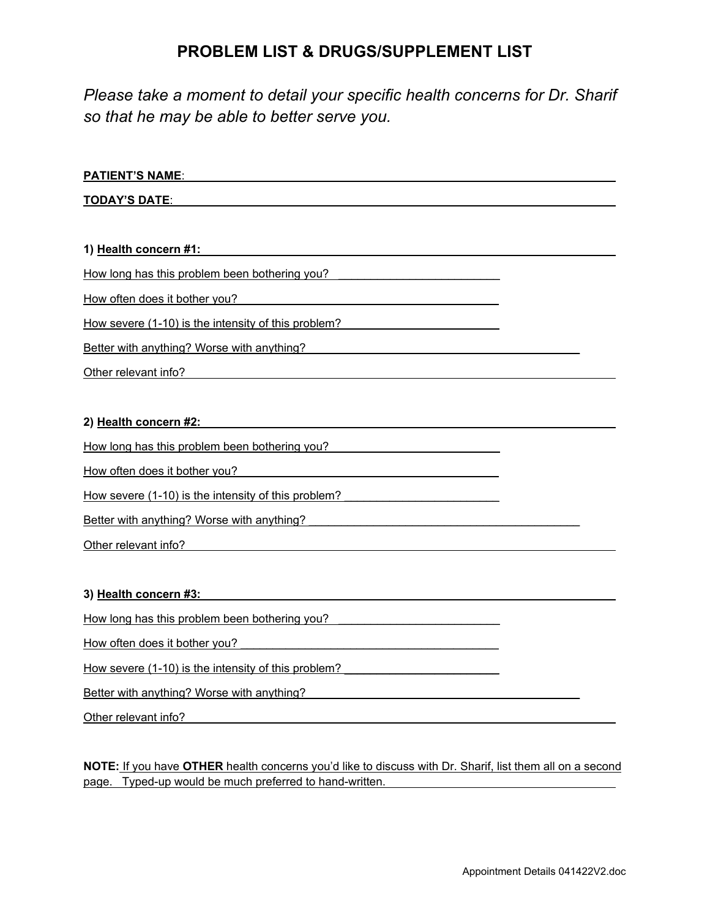# PROBLEM LIST & DRUGS/SUPPLEMENT LIST

*Please take a moment to detail your specific health concerns for Dr. Sharif so that he may be able to better serve you.*

**PATIENT'S NAME**: ______________________________

**TODAY'S DATE**: ______________________________

1) **Health concern #1:** ______________________________

How long has this problem been bothering you? ______________________________

How often does it bother you? ______________________________

How severe (1-10) is the intensity of this problem? ______________________________

Better with anything? Worse with anything? ______________________________

Other relevant info? ______________________________

2) **Health concern #2:** ______________________________

How long has this problem been bothering you? ______________________________

How often does it bother you? ______________________________

How severe (1-10) is the intensity of this problem? ______________________________

Better with anything? Worse with anything? ______________________________

Other relevant info? ______________________________

3) **Health concern #3:** ______________________________

How long has this problem been bothering you? ______________________________

How often does it bother you? ______________________________

How severe (1-10) is the intensity of this problem? ______________________________

Better with anything? Worse with anything? ______________________________

Other relevant info? ______________________________

**NOTE:** If you have **OTHER** health concerns you'd like to discuss with Dr. Sharif, list them all on a second page. Typed-up would be much preferred to hand-written.

Appointment Details 041422V2.doc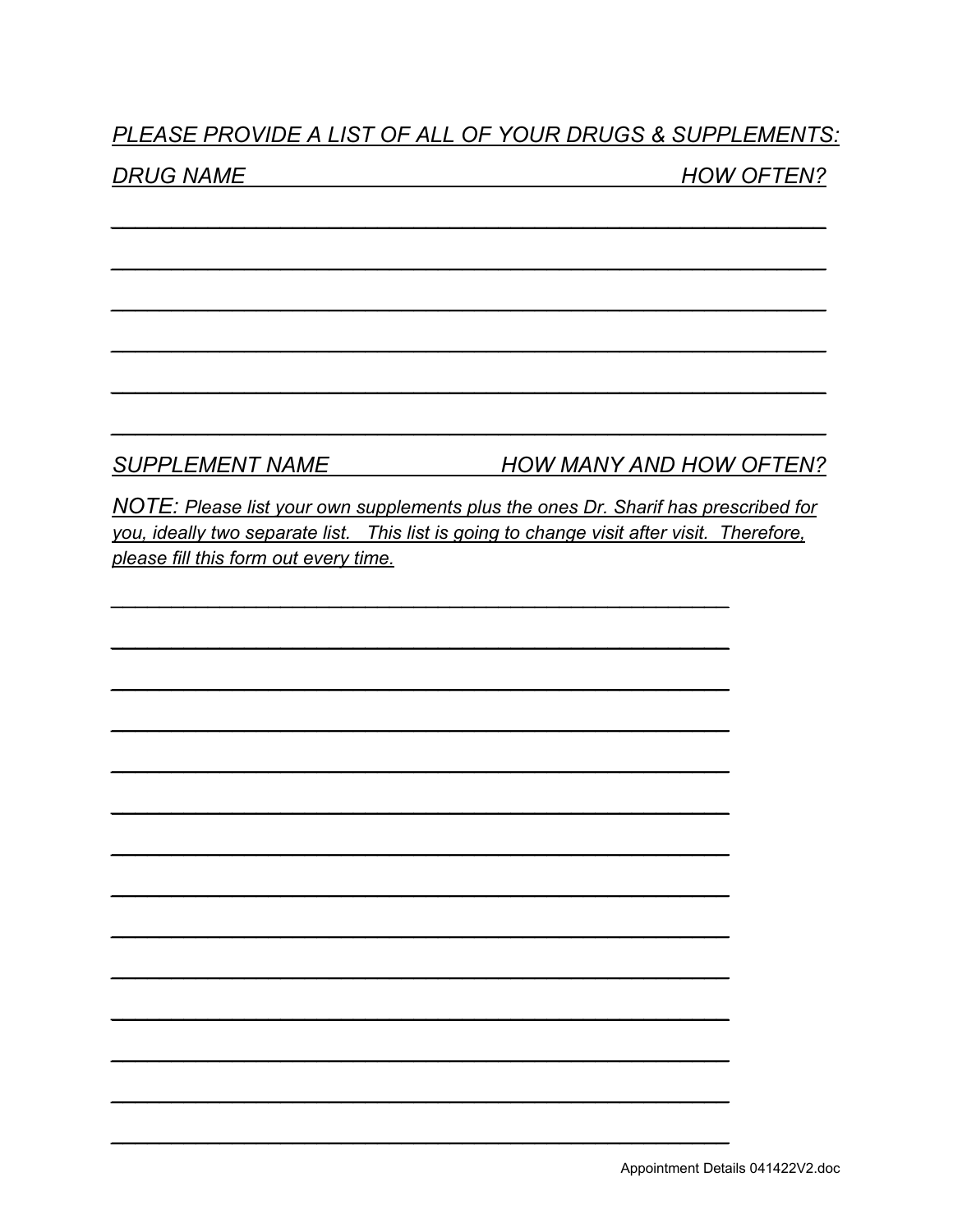*PLEASE PROVIDE A LIST OF ALL OF YOUR DRUGS & SUPPLEMENTS:*

*DRUG NAME* ______________________________ *HOW OFTEN?*

______________________________________________________________

______________________________________________________________

______________________________________________________________

______________________________________________________________

______________________________________________________________

______________________________________________________________

*SUPPLEMENT NAME* ______________ *HOW MANY AND HOW OFTEN?*

*NOTE: Please list your own supplements plus the ones Dr. Sharif has prescribed for you, ideally two separate list. This list is going to change visit after visit. Therefore, please fill this form out every time.*

____________________________________________________

____________________________________________________

____________________________________________________

____________________________________________________

____________________________________________________

____________________________________________________

____________________________________________________

____________________________________________________

____________________________________________________

____________________________________________________

____________________________________________________

____________________________________________________

____________________________________________________

____________________________________________________

Appointment Details 041422V2.doc